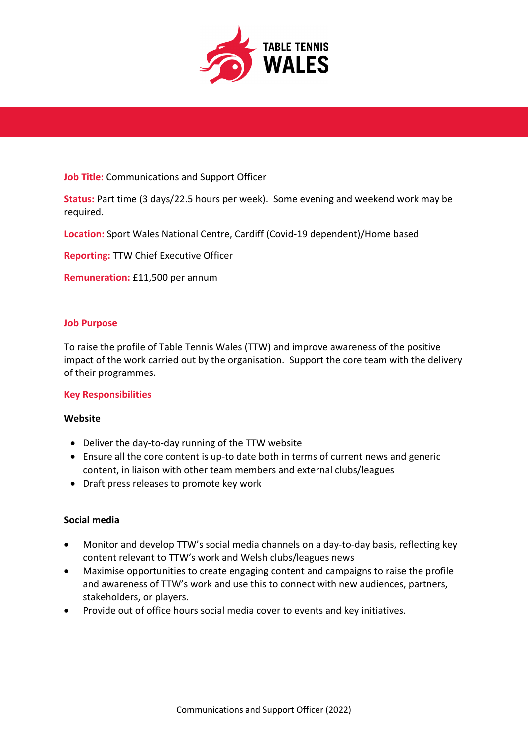**Job Title:** Communications and Support Officer

**Status:** Part time (3 days/22.5 hours per week). Some evening and weekend work may be required.

**Location:** Sport Wales National Centre, Cardiff (Covid-19 dependent)/Home based

**Reporting:** TTW Chief Executive Officer

**Remuneration:** £11,500 per annum

## Job Purpose

To raise the profile of Table Tennis Wales (TTW) and improve awareness of the positive impact of the work carried out by the organisation. Support the core team with the delivery of their programmes.

## Key Responsibilities

### Website

- Deliver the day-to-day running of the TTW website
- Ensure all the core content is up-to date both in terms of current news and generic content, in liaison with other team members and external clubs/leagues
- Draft press releases to promote key work

### Social media

- Monitor and develop TTW's social media channels on a day-to-day basis, reflecting key content relevant to TTW's work and Welsh clubs/leagues news
- Maximise opportunities to create engaging content and campaigns to raise the profile and awareness of TTW's work and use this to connect with new audiences, partners, stakeholders, or players.
- Provide out of office hours social media cover to events and key initiatives.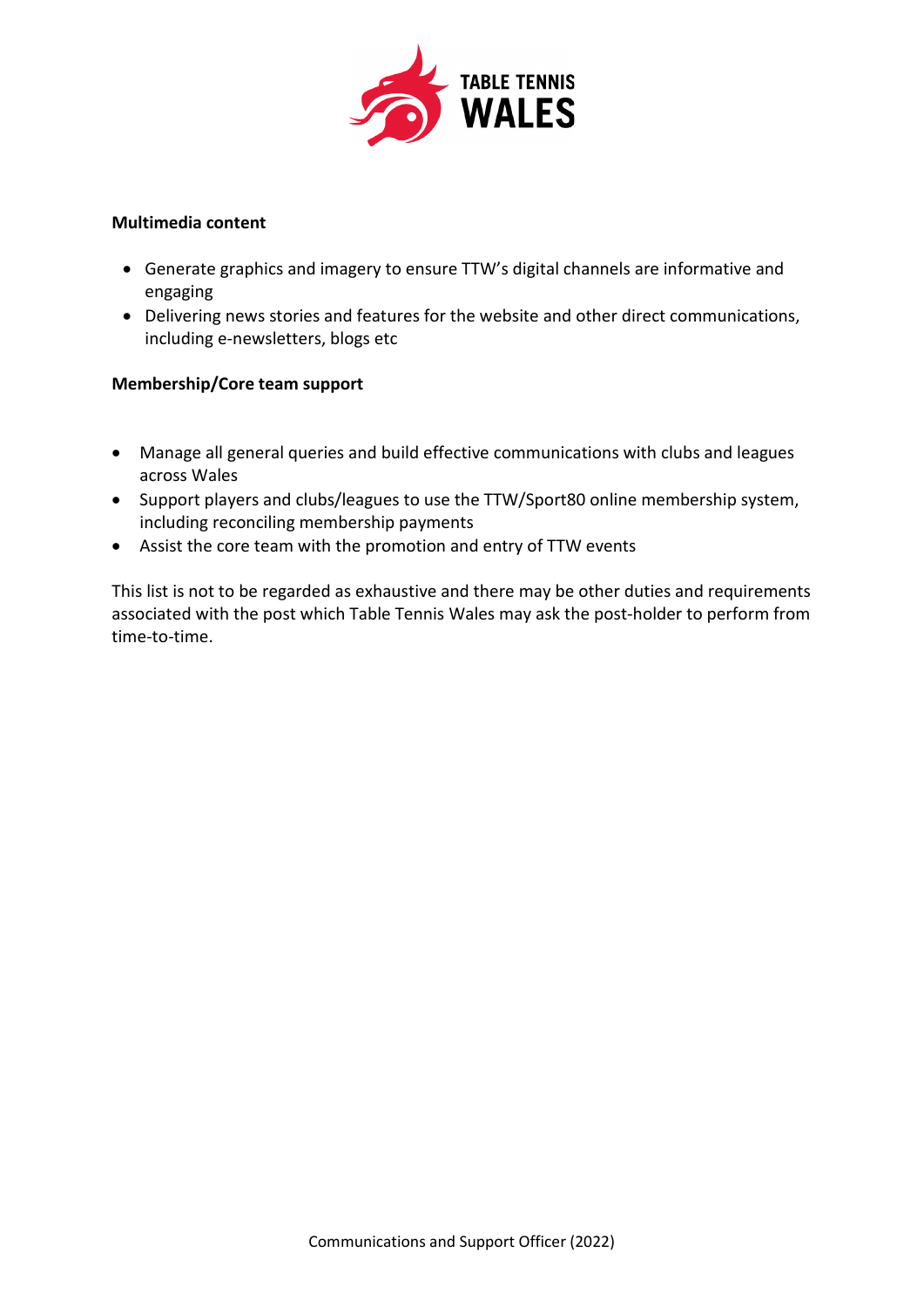**Multimedia content**

- Generate graphics and imagery to ensure TTW's digital channels are informative and engaging
- Delivering news stories and features for the website and other direct communications, including e-newsletters, blogs etc

**Membership/Core team support**

- Manage all general queries and build effective communications with clubs and leagues across Wales
- Support players and clubs/leagues to use the TTW/Sport80 online membership system, including reconciling membership payments
- Assist the core team with the promotion and entry of TTW events

This list is not to be regarded as exhaustive and there may be other duties and requirements associated with the post which Table Tennis Wales may ask the post-holder to perform from time-to-time.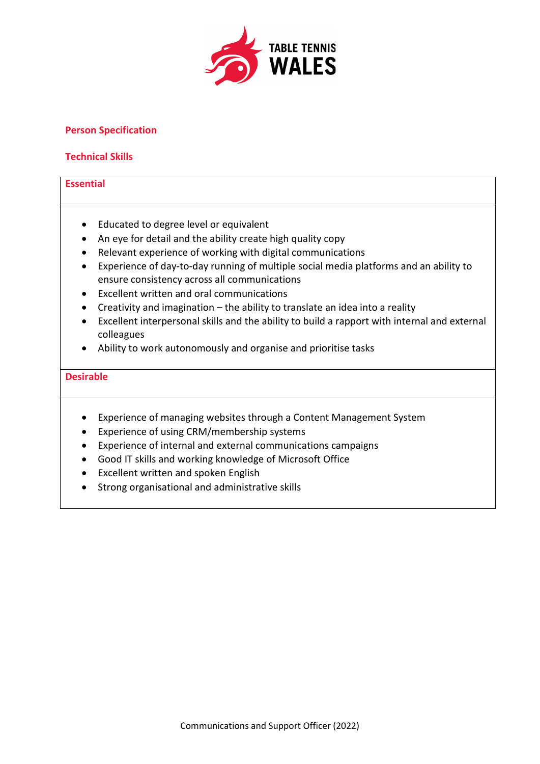## Person Specification

### Technical Skills

#### Essential

- Educated to degree level or equivalent
- An eye for detail and the ability create high quality copy
- Relevant experience of working with digital communications
- Experience of day-to-day running of multiple social media platforms and an ability to ensure consistency across all communications
- Excellent written and oral communications
- Creativity and imagination – the ability to translate an idea into a reality
- Excellent interpersonal skills and the ability to build a rapport with internal and external colleagues
- Ability to work autonomously and organise and prioritise tasks

#### Desirable

- Experience of managing websites through a Content Management System
- Experience of using CRM/membership systems
- Experience of internal and external communications campaigns
- Good IT skills and working knowledge of Microsoft Office
- Excellent written and spoken English
- Strong organisational and administrative skills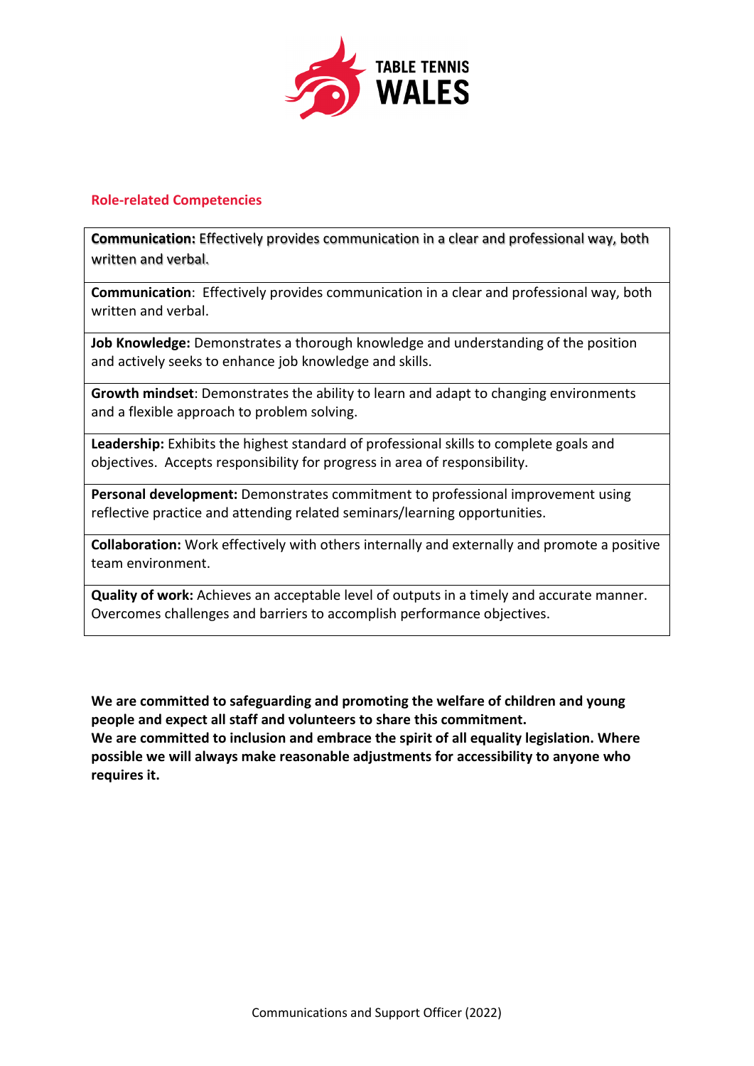## Role-related Competencies

| |
|---|
| **Communication:** Effectively provides communication in a clear and professional way, both written and verbal. |
| **Communication**: Effectively provides communication in a clear and professional way, both written and verbal. |
| **Job Knowledge:** Demonstrates a thorough knowledge and understanding of the position and actively seeks to enhance job knowledge and skills. |
| **Growth mindset**: Demonstrates the ability to learn and adapt to changing environments and a flexible approach to problem solving. |
| **Leadership:** Exhibits the highest standard of professional skills to complete goals and objectives. Accepts responsibility for progress in area of responsibility. |
| **Personal development:** Demonstrates commitment to professional improvement using reflective practice and attending related seminars/learning opportunities. |
| **Collaboration:** Work effectively with others internally and externally and promote a positive team environment. |
| **Quality of work:** Achieves an acceptable level of outputs in a timely and accurate manner. Overcomes challenges and barriers to accomplish performance objectives. |

**We are committed to safeguarding and promoting the welfare of children and young people and expect all staff and volunteers to share this commitment.**
**We are committed to inclusion and embrace the spirit of all equality legislation. Where possible we will always make reasonable adjustments for accessibility to anyone who requires it.**